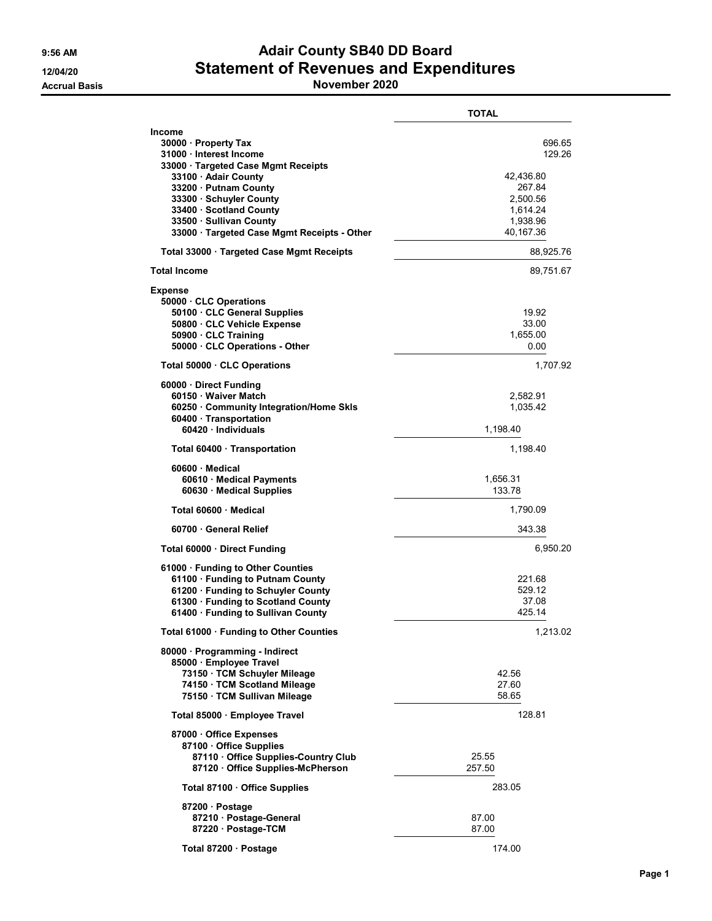# Adair County SB40 DD Board

## Statement of Revenues and Expenditures

9:56 AM

12/04/20

Accrual Basis

November 2020

| | | TOTAL |
|---|---|---|
| **Income** | | |
| 30000 · Property Tax | | 696.65 |
| 31000 · Interest Income | | 129.26 |
| 33000 · Targeted Case Mgmt Receipts | | |
| 33100 · Adair County | 42,436.80 | |
| 33200 · Putnam County | 267.84 | |
| 33300 · Schuyler County | 2,500.56 | |
| 33400 · Scotland County | 1,614.24 | |
| 33500 · Sullivan County | 1,938.96 | |
| 33000 · Targeted Case Mgmt Receipts - Other | 40,167.36 | |
| **Total 33000 · Targeted Case Mgmt Receipts** | | 88,925.76 |
| **Total Income** | | 89,751.67 |
| **Expense** | | |
| 50000 · CLC Operations | | |
| 50100 · CLC General Supplies | 19.92 | |
| 50800 · CLC Vehicle Expense | 33.00 | |
| 50900 · CLC Training | 1,655.00 | |
| 50000 · CLC Operations - Other | 0.00 | |
| **Total 50000 · CLC Operations** | | 1,707.92 |
| 60000 · Direct Funding | | |
| 60150 · Waiver Match | 2,582.91 | |
| 60250 · Community Integration/Home Skls | 1,035.42 | |
| 60400 · Transportation | | |
| 60420 · Individuals | 1,198.40 | |
| **Total 60400 · Transportation** | 1,198.40 | |
| 60600 · Medical | | |
| 60610 · Medical Payments | 1,656.31 | |
| 60630 · Medical Supplies | 133.78 | |
| **Total 60600 · Medical** | 1,790.09 | |
| 60700 · General Relief | 343.38 | |
| **Total 60000 · Direct Funding** | | 6,950.20 |
| 61000 · Funding to Other Counties | | |
| 61100 · Funding to Putnam County | 221.68 | |
| 61200 · Funding to Schuyler County | 529.12 | |
| 61300 · Funding to Scotland County | 37.08 | |
| 61400 · Funding to Sullivan County | 425.14 | |
| **Total 61000 · Funding to Other Counties** | | 1,213.02 |
| 80000 · Programming - Indirect | | |
| 85000 · Employee Travel | | |
| 73150 · TCM Schuyler Mileage | 42.56 | |
| 74150 · TCM Scotland Mileage | 27.60 | |
| 75150 · TCM Sullivan Mileage | 58.65 | |
| **Total 85000 · Employee Travel** | 128.81 | |
| 87000 · Office Expenses | | |
| 87100 · Office Supplies | | |
| 87110 · Office Supplies-Country Club | 25.55 | |
| 87120 · Office Supplies-McPherson | 257.50 | |
| **Total 87100 · Office Supplies** | 283.05 | |
| 87200 · Postage | | |
| 87210 · Postage-General | 87.00 | |
| 87220 · Postage-TCM | 87.00 | |
| **Total 87200 · Postage** | 174.00 | |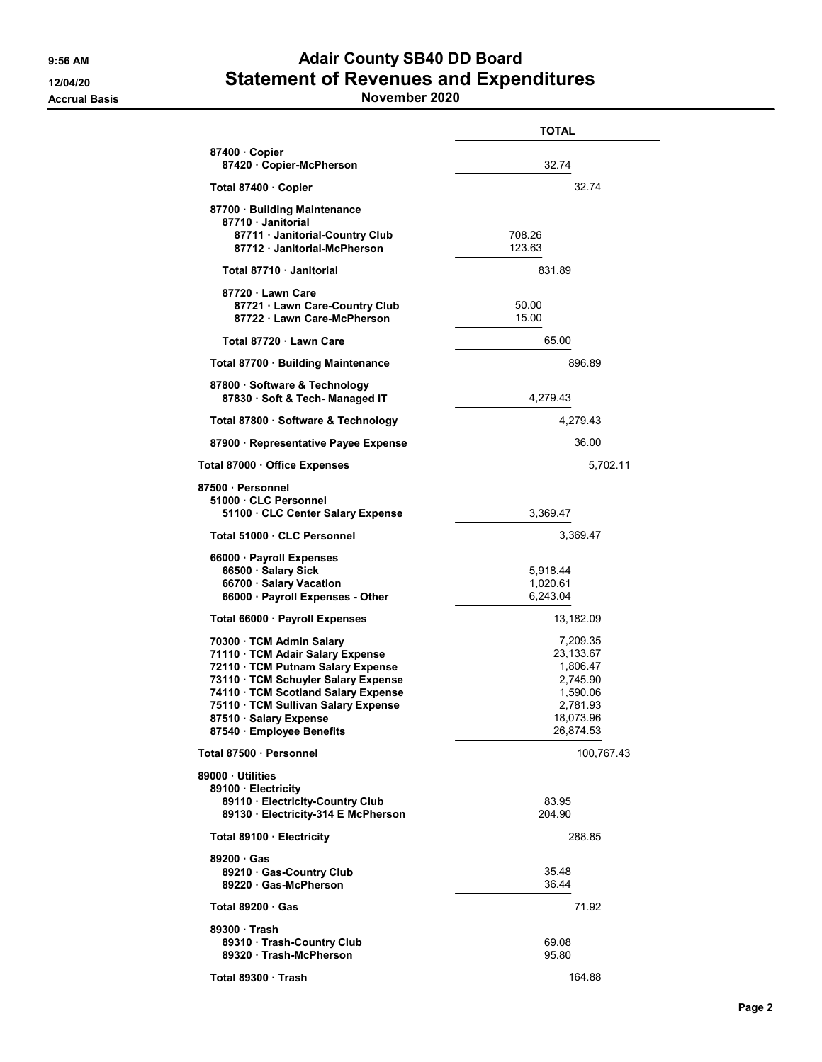# Adair County SB40 DD Board

## Statement of Revenues and Expenditures

**November 2020**

9:56 AM
12/04/20
Accrual Basis

| | | TOTAL |
|---|---|---|
| 87400 · Copier | | |
| 87420 · Copier-McPherson | 32.74 | |
| Total 87400 · Copier | | 32.74 |
| 87700 · Building Maintenance | | |
| 87710 · Janitorial | | |
| 87711 · Janitorial-Country Club | 708.26 | |
| 87712 · Janitorial-McPherson | 123.63 | |
| Total 87710 · Janitorial | 831.89 | |
| 87720 · Lawn Care | | |
| 87721 · Lawn Care-Country Club | 50.00 | |
| 87722 · Lawn Care-McPherson | 15.00 | |
| Total 87720 · Lawn Care | 65.00 | |
| Total 87700 · Building Maintenance | | 896.89 |
| 87800 · Software & Technology | | |
| 87830 · Soft & Tech- Managed IT | 4,279.43 | |
| Total 87800 · Software & Technology | | 4,279.43 |
| 87900 · Representative Payee Expense | | 36.00 |
| Total 87000 · Office Expenses | | 5,702.11 |
| 87500 · Personnel | | |
| 51000 · CLC Personnel | | |
| 51100 · CLC Center Salary Expense | 3,369.47 | |
| Total 51000 · CLC Personnel | | 3,369.47 |
| 66000 · Payroll Expenses | | |
| 66500 · Salary Sick | 5,918.44 | |
| 66700 · Salary Vacation | 1,020.61 | |
| 66000 · Payroll Expenses - Other | 6,243.04 | |
| Total 66000 · Payroll Expenses | | 13,182.09 |
| 70300 · TCM Admin Salary | | 7,209.35 |
| 71110 · TCM Adair Salary Expense | | 23,133.67 |
| 72110 · TCM Putnam Salary Expense | | 1,806.47 |
| 73110 · TCM Schuyler Salary Expense | | 2,745.90 |
| 74110 · TCM Scotland Salary Expense | | 1,590.06 |
| 75110 · TCM Sullivan Salary Expense | | 2,781.93 |
| 87510 · Salary Expense | | 18,073.96 |
| 87540 · Employee Benefits | | 26,874.53 |
| Total 87500 · Personnel | | 100,767.43 |
| 89000 · Utilities | | |
| 89100 · Electricity | | |
| 89110 · Electricity-Country Club | 83.95 | |
| 89130 · Electricity-314 E McPherson | 204.90 | |
| Total 89100 · Electricity | | 288.85 |
| 89200 · Gas | | |
| 89210 · Gas-Country Club | 35.48 | |
| 89220 · Gas-McPherson | 36.44 | |
| Total 89200 · Gas | | 71.92 |
| 89300 · Trash | | |
| 89310 · Trash-Country Club | 69.08 | |
| 89320 · Trash-McPherson | 95.80 | |
| Total 89300 · Trash | | 164.88 |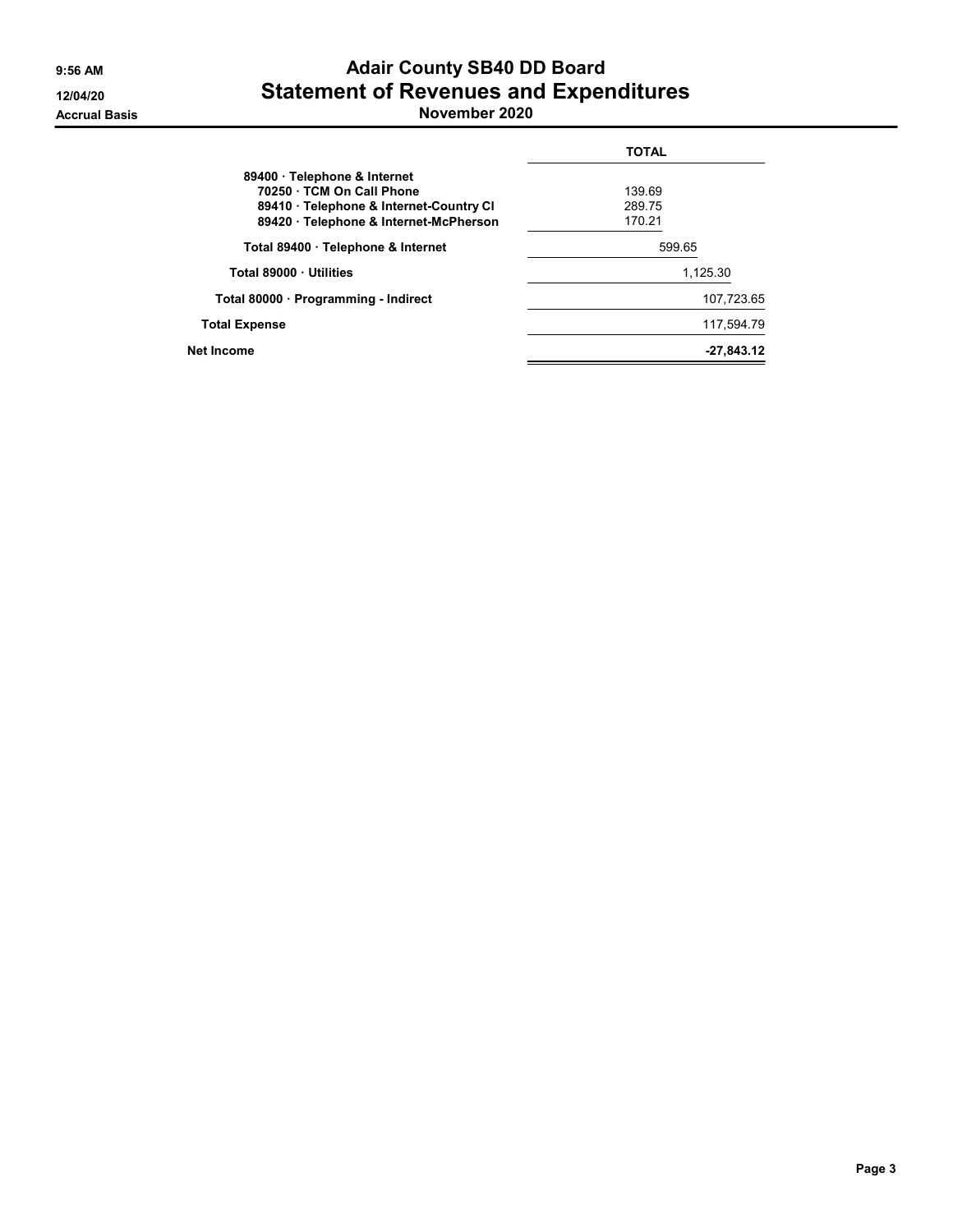# Adair County SB40 DD Board

## Statement of Revenues and Expenditures

### November 2020

9:56 AM
12/04/20
Accrual Basis

| | TOTAL |
|---|---|
| 89400 · Telephone & Internet | |
| 70250 · TCM On Call Phone | 139.69 |
| 89410 · Telephone & Internet-Country Cl | 289.75 |
| 89420 · Telephone & Internet-McPherson | 170.21 |
| Total 89400 · Telephone & Internet | 599.65 |
| Total 89000 · Utilities | 1,125.30 |
| Total 80000 · Programming - Indirect | 107,723.65 |
| Total Expense | 117,594.79 |
| **Net Income** | **-27,843.12** |